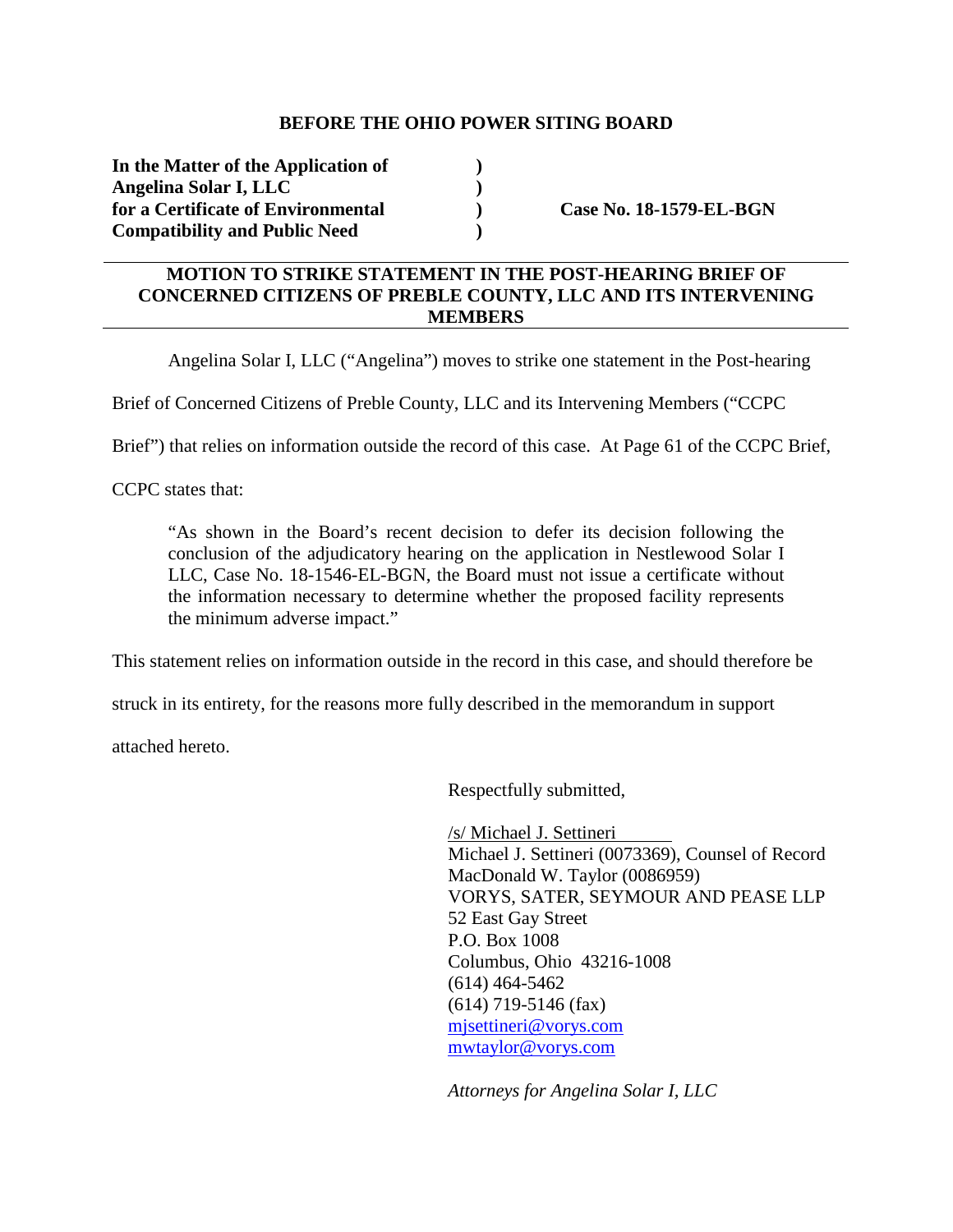**BEFORE THE OHIO POWER SITING BOARD**

| | | |
|---|---|---|
| **In the Matter of the Application of Angelina Solar I, LLC for a Certificate of Environmental Compatibility and Public Need** | **)<br>)<br>)<br>)** | **Case No. 18-1579-EL-BGN** |

---

**MOTION TO STRIKE STATEMENT IN THE POST-HEARING BRIEF OF CONCERNED CITIZENS OF PREBLE COUNTY, LLC AND ITS INTERVENING MEMBERS**

---

Angelina Solar I, LLC ("Angelina") moves to strike one statement in the Post-hearing Brief of Concerned Citizens of Preble County, LLC and its Intervening Members ("CCPC Brief") that relies on information outside the record of this case. At Page 61 of the CCPC Brief, CCPC states that:

> "As shown in the Board's recent decision to defer its decision following the conclusion of the adjudicatory hearing on the application in Nestlewood Solar I LLC, Case No. 18-1546-EL-BGN, the Board must not issue a certificate without the information necessary to determine whether the proposed facility represents the minimum adverse impact."

This statement relies on information outside in the record in this case, and should therefore be struck in its entirety, for the reasons more fully described in the memorandum in support attached hereto.

Respectfully submitted,

/s/ Michael J. Settineri
Michael J. Settineri (0073369), Counsel of Record
MacDonald W. Taylor (0086959)
VORYS, SATER, SEYMOUR AND PEASE LLP
52 East Gay Street
P.O. Box 1008
Columbus, Ohio 43216-1008
(614) 464-5462
(614) 719-5146 (fax)
mjsettineri@vorys.com
mwtaylor@vorys.com

*Attorneys for Angelina Solar I, LLC*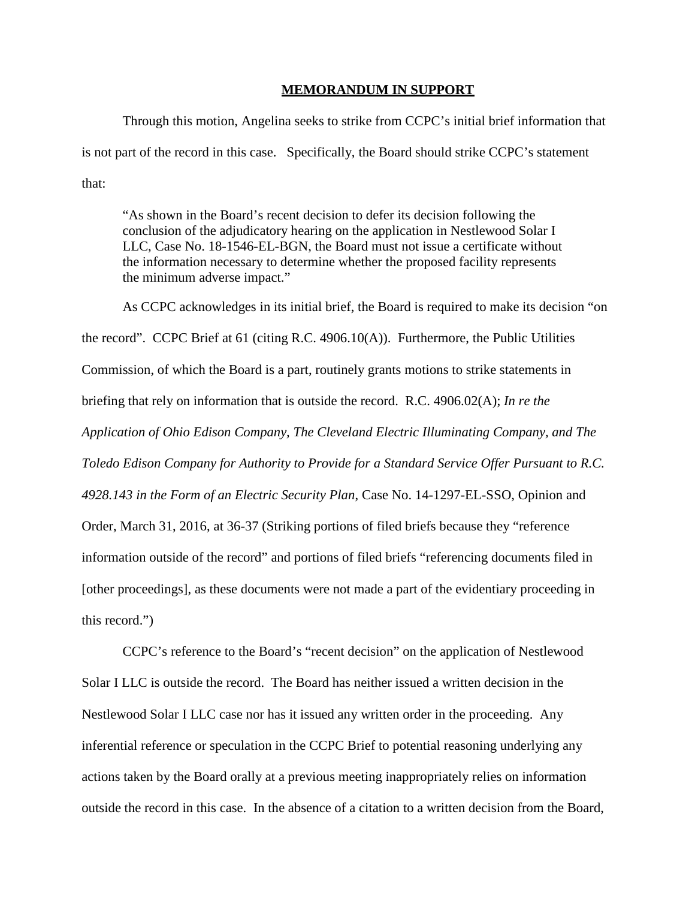## MEMORANDUM IN SUPPORT

Through this motion, Angelina seeks to strike from CCPC's initial brief information that is not part of the record in this case. Specifically, the Board should strike CCPC's statement that:

> "As shown in the Board's recent decision to defer its decision following the conclusion of the adjudicatory hearing on the application in Nestlewood Solar I LLC, Case No. 18-1546-EL-BGN, the Board must not issue a certificate without the information necessary to determine whether the proposed facility represents the minimum adverse impact."

As CCPC acknowledges in its initial brief, the Board is required to make its decision "on the record". CCPC Brief at 61 (citing R.C. 4906.10(A)). Furthermore, the Public Utilities Commission, of which the Board is a part, routinely grants motions to strike statements in briefing that rely on information that is outside the record. R.C. 4906.02(A); *In re the Application of Ohio Edison Company, The Cleveland Electric Illuminating Company, and The Toledo Edison Company for Authority to Provide for a Standard Service Offer Pursuant to R.C. 4928.143 in the Form of an Electric Security Plan*, Case No. 14-1297-EL-SSO, Opinion and Order, March 31, 2016, at 36-37 (Striking portions of filed briefs because they "reference information outside of the record" and portions of filed briefs "referencing documents filed in [other proceedings], as these documents were not made a part of the evidentiary proceeding in this record.")

CCPC's reference to the Board's "recent decision" on the application of Nestlewood Solar I LLC is outside the record. The Board has neither issued a written decision in the Nestlewood Solar I LLC case nor has it issued any written order in the proceeding. Any inferential reference or speculation in the CCPC Brief to potential reasoning underlying any actions taken by the Board orally at a previous meeting inappropriately relies on information outside the record in this case. In the absence of a citation to a written decision from the Board,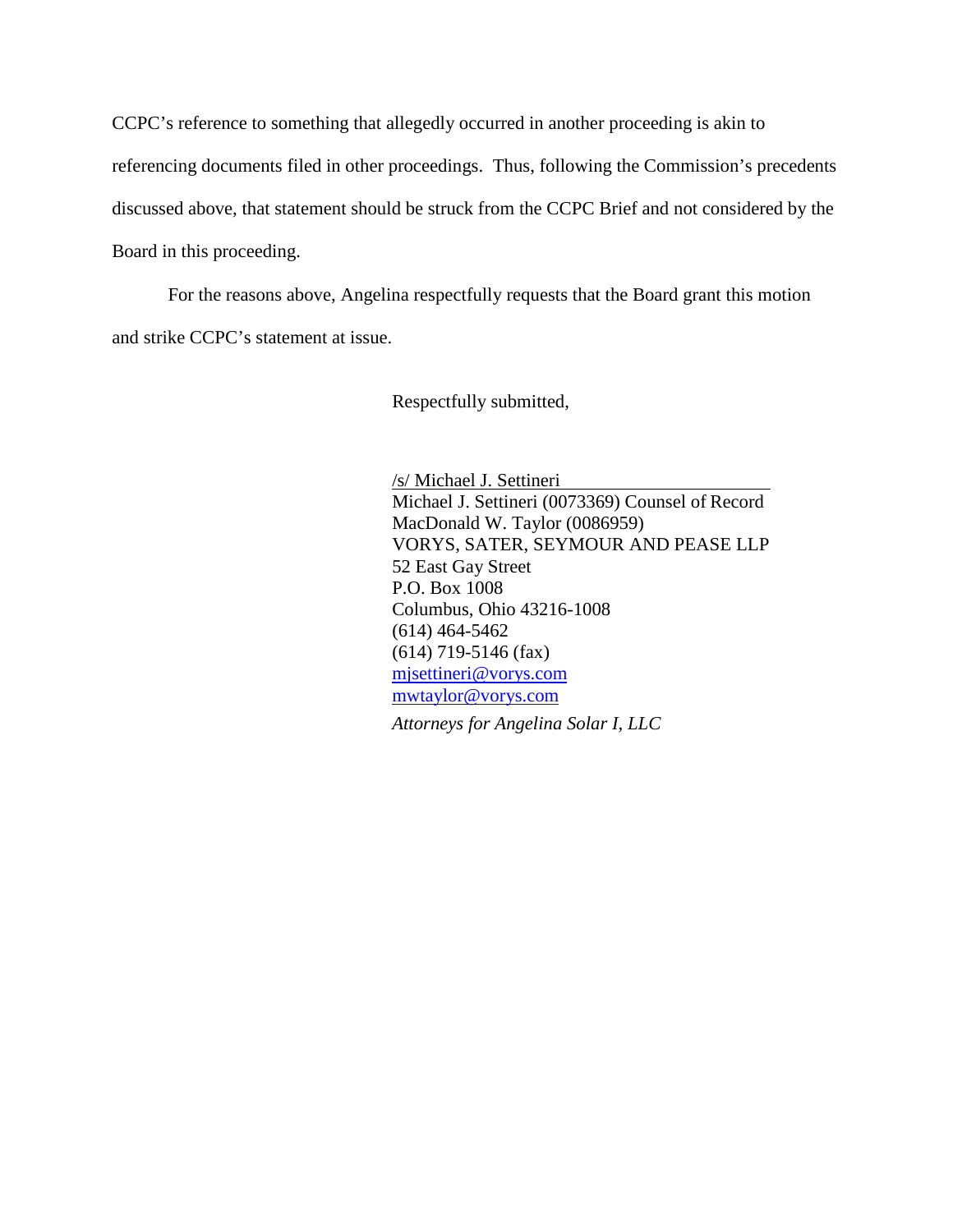CCPC's reference to something that allegedly occurred in another proceeding is akin to referencing documents filed in other proceedings. Thus, following the Commission's precedents discussed above, that statement should be struck from the CCPC Brief and not considered by the Board in this proceeding.

For the reasons above, Angelina respectfully requests that the Board grant this motion and strike CCPC's statement at issue.

Respectfully submitted,

/s/ Michael J. Settineri
Michael J. Settineri (0073369) Counsel of Record
MacDonald W. Taylor (0086959)
VORYS, SATER, SEYMOUR AND PEASE LLP
52 East Gay Street
P.O. Box 1008
Columbus, Ohio 43216-1008
(614) 464-5462
(614) 719-5146 (fax)
mjsettineri@vorys.com
mwtaylor@vorys.com

*Attorneys for Angelina Solar I, LLC*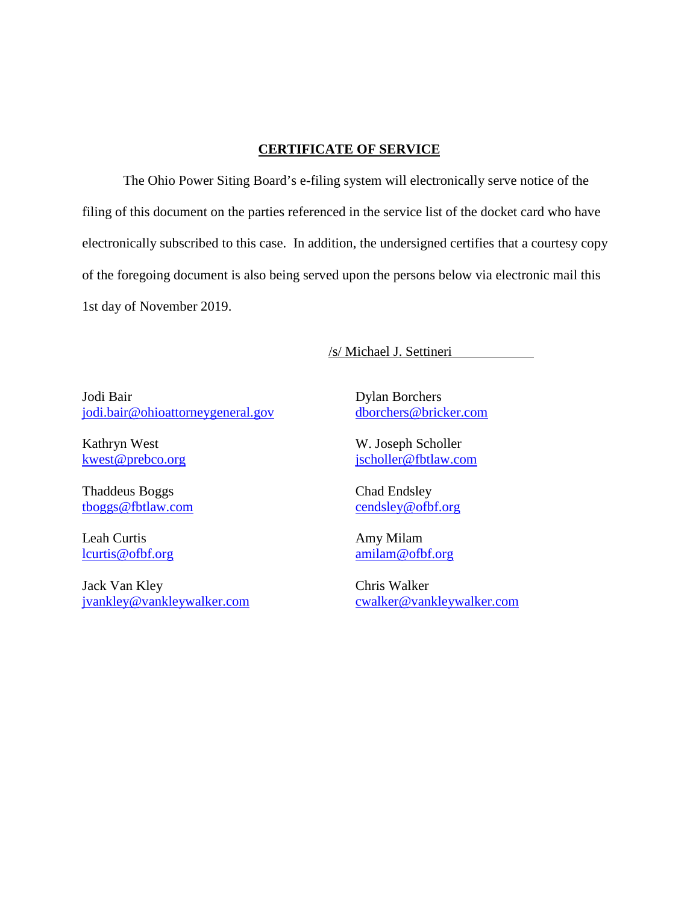## CERTIFICATE OF SERVICE

The Ohio Power Siting Board's e-filing system will electronically serve notice of the filing of this document on the parties referenced in the service list of the docket card who have electronically subscribed to this case. In addition, the undersigned certifies that a courtesy copy of the foregoing document is also being served upon the persons below via electronic mail this 1st day of November 2019.

/s/ Michael J. Settineri

Jodi Bair
jodi.bair@ohioattorneygeneral.gov

Dylan Borchers
dborchers@bricker.com

Kathryn West
kwest@prebco.org

W. Joseph Scholler
jscholler@fbtlaw.com

Thaddeus Boggs
tboggs@fbtlaw.com

Chad Endsley
cendsley@ofbf.org

Leah Curtis
lcurtis@ofbf.org

Amy Milam
amilam@ofbf.org

Jack Van Kley
jvankley@vankleywalker.com

Chris Walker
cwalker@vankleywalker.com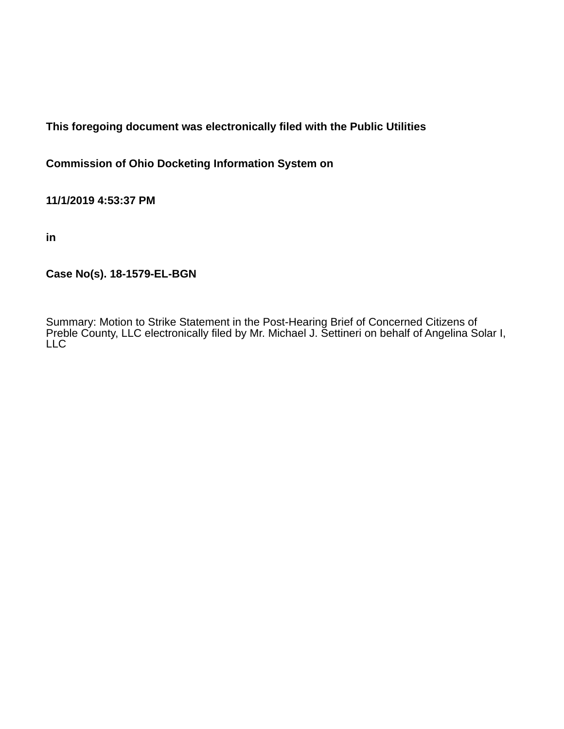**This foregoing document was electronically filed with the Public Utilities**

**Commission of Ohio Docketing Information System on**

**11/1/2019 4:53:37 PM**

**in**

**Case No(s). 18-1579-EL-BGN**

Summary: Motion to Strike Statement in the Post-Hearing Brief of Concerned Citizens of Preble County, LLC electronically filed by Mr. Michael J. Settineri on behalf of Angelina Solar I, LLC